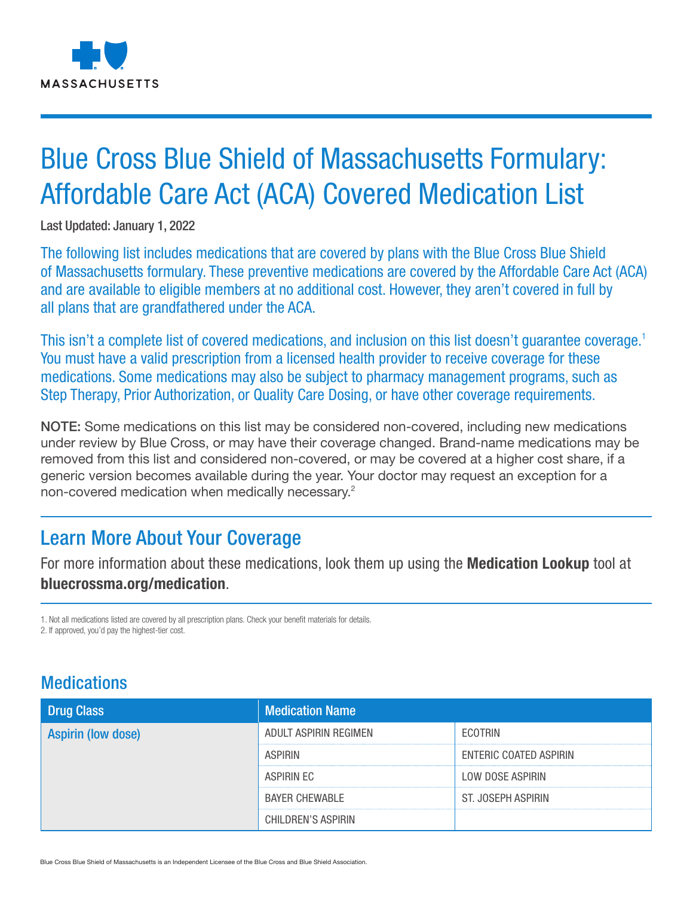MASSACHUSETTS

# Blue Cross Blue Shield of Massachusetts Formulary: Affordable Care Act (ACA) Covered Medication List

**Last Updated: January 1, 2022**

The following list includes medications that are covered by plans with the Blue Cross Blue Shield of Massachusetts formulary. These preventive medications are covered by the Affordable Care Act (ACA) and are available to eligible members at no additional cost. However, they aren't covered in full by all plans that are grandfathered under the ACA.

This isn't a complete list of covered medications, and inclusion on this list doesn't guarantee coverage.[1] You must have a valid prescription from a licensed health provider to receive coverage for these medications. Some medications may also be subject to pharmacy management programs, such as Step Therapy, Prior Authorization, or Quality Care Dosing, or have other coverage requirements.

**NOTE:** Some medications on this list may be considered non-covered, including new medications under review by Blue Cross, or may have their coverage changed. Brand-name medications may be removed from this list and considered non-covered, or may be covered at a higher cost share, if a generic version becomes available during the year. Your doctor may request an exception for a non-covered medication when medically necessary.[2]

## Learn More About Your Coverage

For more information about these medications, look them up using the **Medication Lookup** tool at **bluecrossma.org/medication**.

1. Not all medications listed are covered by all prescription plans. Check your benefit materials for details.
2. If approved, you'd pay the highest-tier cost.

## Medications

| Drug Class | Medication Name | |
|---|---|---|
| Aspirin (low dose) | ADULT ASPIRIN REGIMEN | ECOTRIN |
| | ASPIRIN | ENTERIC COATED ASPIRIN |
| | ASPIRIN EC | LOW DOSE ASPIRIN |
| | BAYER CHEWABLE | ST. JOSEPH ASPIRIN |
| | CHILDREN'S ASPIRIN | |

Blue Cross Blue Shield of Massachusetts is an Independent Licensee of the Blue Cross and Blue Shield Association.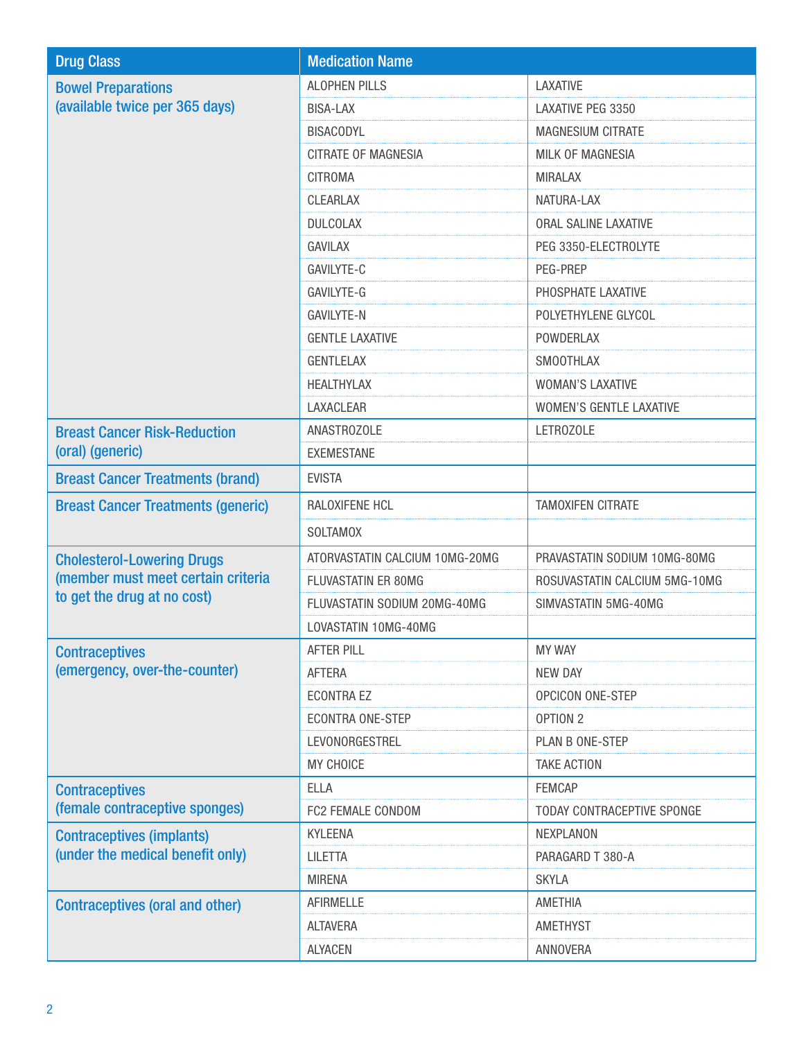| Drug Class | Medication Name | |
|---|---|---|
| Bowel Preparations (available twice per 365 days) | ALOPHEN PILLS | LAXATIVE |
| | BISA-LAX | LAXATIVE PEG 3350 |
| | BISACODYL | MAGNESIUM CITRATE |
| | CITRATE OF MAGNESIA | MILK OF MAGNESIA |
| | CITROMA | MIRALAX |
| | CLEARLAX | NATURA-LAX |
| | DULCOLAX | ORAL SALINE LAXATIVE |
| | GAVILAX | PEG 3350-ELECTROLYTE |
| | GAVILYTE-C | PEG-PREP |
| | GAVILYTE-G | PHOSPHATE LAXATIVE |
| | GAVILYTE-N | POLYETHYLENE GLYCOL |
| | GENTLE LAXATIVE | POWDERLAX |
| | GENTLELAX | SMOOTHLAX |
| | HEALTHYLAX | WOMAN'S LAXATIVE |
| | LAXACLEAR | WOMEN'S GENTLE LAXATIVE |
| Breast Cancer Risk-Reduction (oral) (generic) | ANASTROZOLE | LETROZOLE |
| | EXEMESTANE | |
| Breast Cancer Treatments (brand) | EVISTA | |
| Breast Cancer Treatments (generic) | RALOXIFENE HCL | TAMOXIFEN CITRATE |
| | SOLTAMOX | |
| Cholesterol-Lowering Drugs (member must meet certain criteria to get the drug at no cost) | ATORVASTATIN CALCIUM 10MG-20MG | PRAVASTATIN SODIUM 10MG-80MG |
| | FLUVASTATIN ER 80MG | ROSUVASTATIN CALCIUM 5MG-10MG |
| | FLUVASTATIN SODIUM 20MG-40MG | SIMVASTATIN 5MG-40MG |
| | LOVASTATIN 10MG-40MG | |
| Contraceptives (emergency, over-the-counter) | AFTER PILL | MY WAY |
| | AFTERA | NEW DAY |
| | ECONTRA EZ | OPCICON ONE-STEP |
| | ECONTRA ONE-STEP | OPTION 2 |
| | LEVONORGESTREL | PLAN B ONE-STEP |
| | MY CHOICE | TAKE ACTION |
| Contraceptives (female contraceptive sponges) | ELLA | FEMCAP |
| | FC2 FEMALE CONDOM | TODAY CONTRACEPTIVE SPONGE |
| Contraceptives (implants) (under the medical benefit only) | KYLEENA | NEXPLANON |
| | LILETTA | PARAGARD T 380-A |
| | MIRENA | SKYLA |
| Contraceptives (oral and other) | AFIRMELLE | AMETHIA |
| | ALTAVERA | AMETHYST |
| | ALYACEN | ANNOVERA |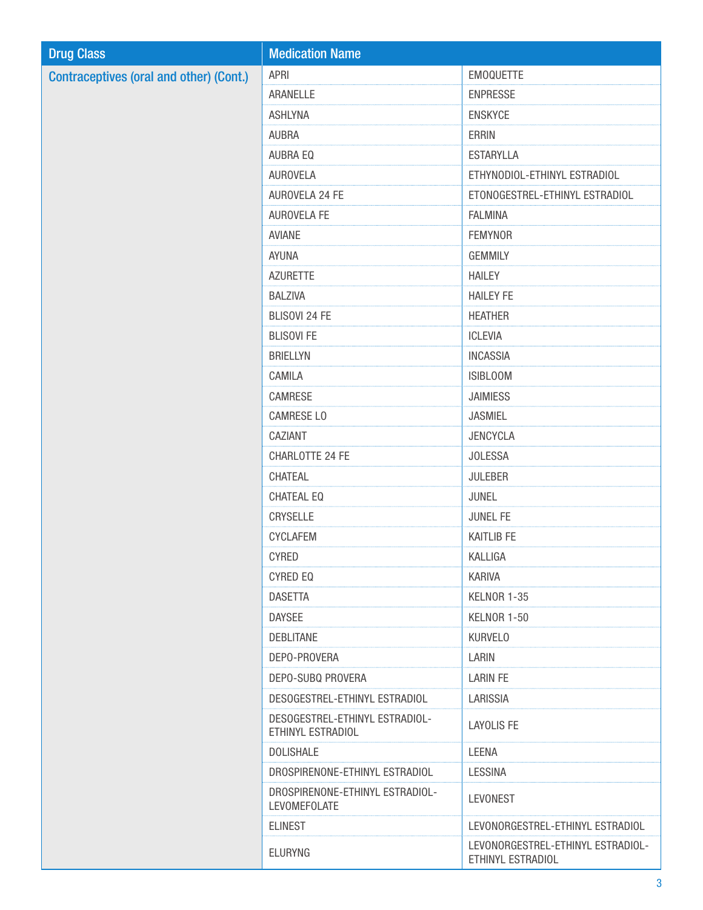| Drug Class | Medication Name | |
|---|---|---|
| Contraceptives (oral and other) (Cont.) | APRI | EMOQUETTE |
| | ARANELLE | ENPRESSE |
| | ASHLYNA | ENSKYCE |
| | AUBRA | ERRIN |
| | AUBRA EQ | ESTARYLLA |
| | AUROVELA | ETHYNODIOL-ETHINYL ESTRADIOL |
| | AUROVELA 24 FE | ETONOGESTREL-ETHINYL ESTRADIOL |
| | AUROVELA FE | FALMINA |
| | AVIANE | FEMYNOR |
| | AYUNA | GEMMILY |
| | AZURETTE | HAILEY |
| | BALZIVA | HAILEY FE |
| | BLISOVI 24 FE | HEATHER |
| | BLISOVI FE | ICLEVIA |
| | BRIELLYN | INCASSIA |
| | CAMILA | ISIBLOOM |
| | CAMRESE | JAIMIESS |
| | CAMRESE LO | JASMIEL |
| | CAZIANT | JENCYCLA |
| | CHARLOTTE 24 FE | JOLESSA |
| | CHATEAL | JULEBER |
| | CHATEAL EQ | JUNEL |
| | CRYSELLE | JUNEL FE |
| | CYCLAFEM | KAITLIB FE |
| | CYRED | KALLIGA |
| | CYRED EQ | KARIVA |
| | DASETTA | KELNOR 1-35 |
| | DAYSEE | KELNOR 1-50 |
| | DEBLITANE | KURVELO |
| | DEPO-PROVERA | LARIN |
| | DEPO-SUBQ PROVERA | LARIN FE |
| | DESOGESTREL-ETHINYL ESTRADIOL | LARISSIA |
| | DESOGESTREL-ETHINYL ESTRADIOL-ETHINYL ESTRADIOL | LAYOLIS FE |
| | DOLISHALE | LEENA |
| | DROSPIRENONE-ETHINYL ESTRADIOL | LESSINA |
| | DROSPIRENONE-ETHINYL ESTRADIOL-LEVOMEFOLATE | LEVONEST |
| | ELINEST | LEVONORGESTREL-ETHINYL ESTRADIOL |
| | ELURYNG | LEVONORGESTREL-ETHINYL ESTRADIOL-ETHINYL ESTRADIOL |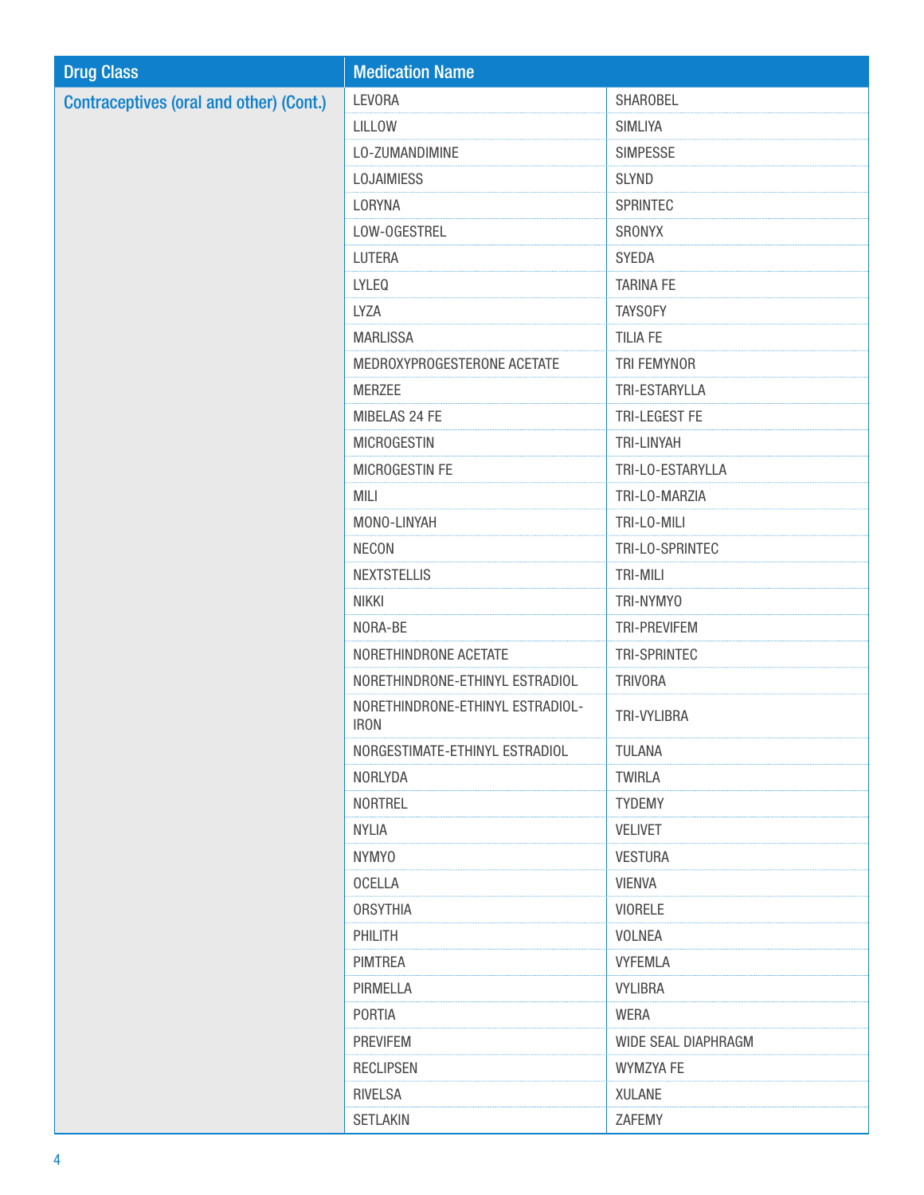| Drug Class | Medication Name | |
|---|---|---|
| Contraceptives (oral and other) (Cont.) | LEVORA | SHAROBEL |
| | LILLOW | SIMLIYA |
| | LO-ZUMANDIMINE | SIMPESSE |
| | LOJAIMIESS | SLYND |
| | LORYNA | SPRINTEC |
| | LOW-OGESTREL | SRONYX |
| | LUTERA | SYEDA |
| | LYLEQ | TARINA FE |
| | LYZA | TAYSOFY |
| | MARLISSA | TILIA FE |
| | MEDROXYPROGESTERONE ACETATE | TRI FEMYNOR |
| | MERZEE | TRI-ESTARYLLA |
| | MIBELAS 24 FE | TRI-LEGEST FE |
| | MICROGESTIN | TRI-LINYAH |
| | MICROGESTIN FE | TRI-LO-ESTARYLLA |
| | MILI | TRI-LO-MARZIA |
| | MONO-LINYAH | TRI-LO-MILI |
| | NECON | TRI-LO-SPRINTEC |
| | NEXTSTELLIS | TRI-MILI |
| | NIKKI | TRI-NYMYO |
| | NORA-BE | TRI-PREVIFEM |
| | NORETHINDRONE ACETATE | TRI-SPRINTEC |
| | NORETHINDRONE-ETHINYL ESTRADIOL | TRIVORA |
| | NORETHINDRONE-ETHINYL ESTRADIOL-IRON | TRI-VYLIBRA |
| | NORGESTIMATE-ETHINYL ESTRADIOL | TULANA |
| | NORLYDA | TWIRLA |
| | NORTREL | TYDEMY |
| | NYLIA | VELIVET |
| | NYMYO | VESTURA |
| | OCELLA | VIENVA |
| | ORSYTHIA | VIORELE |
| | PHILITH | VOLNEA |
| | PIMTREA | VYFEMLA |
| | PIRMELLA | VYLIBRA |
| | PORTIA | WERA |
| | PREVIFEM | WIDE SEAL DIAPHRAGM |
| | RECLIPSEN | WYMZYA FE |
| | RIVELSA | XULANE |
| | SETLAKIN | ZAFEMY |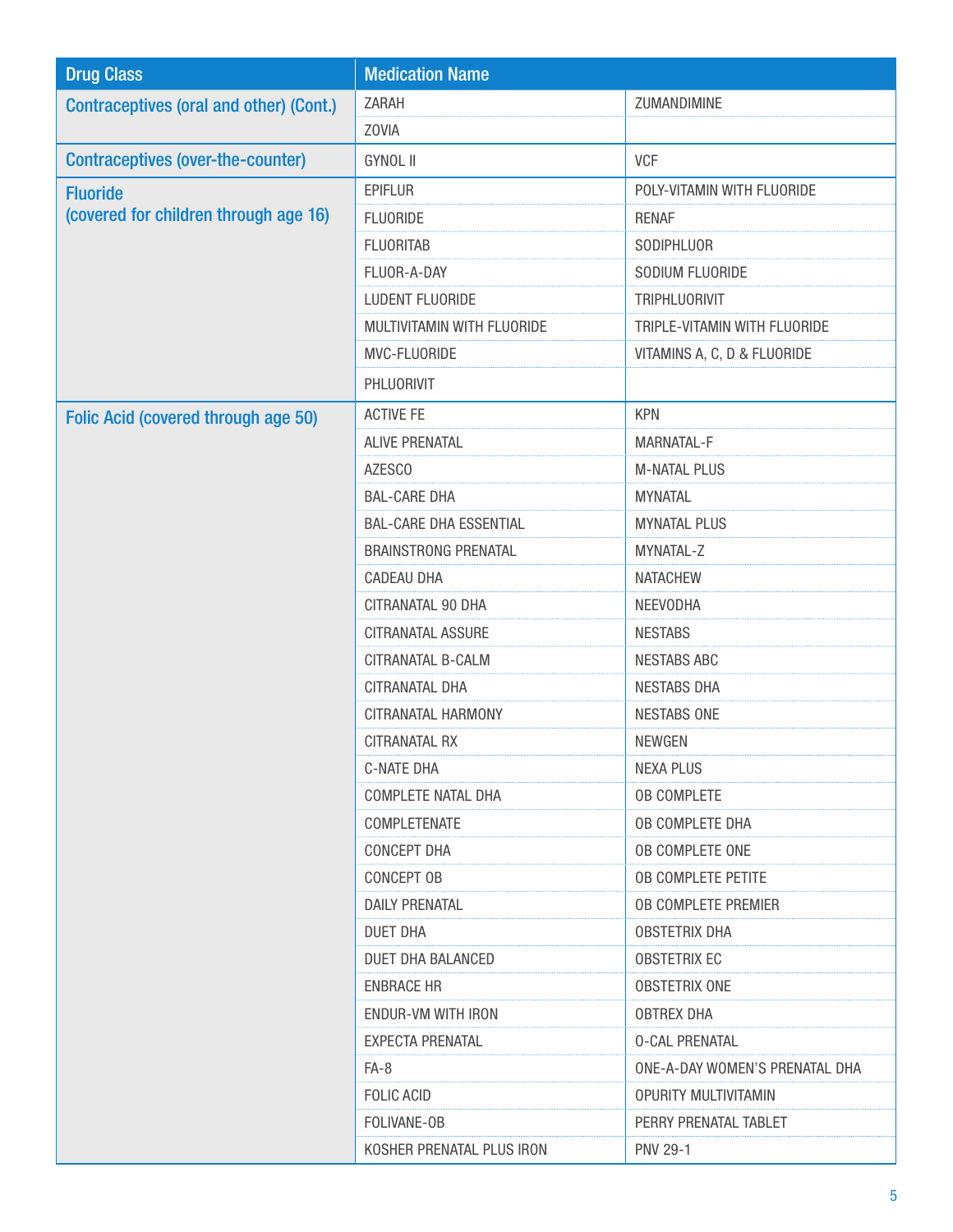| Drug Class | Medication Name | |
|---|---|---|
| Contraceptives (oral and other) (Cont.) | ZARAH | ZUMANDIMINE |
| | ZOVIA | |
| Contraceptives (over-the-counter) | GYNOL II | VCF |
| Fluoride (covered for children through age 16) | EPIFLUR | POLY-VITAMIN WITH FLUORIDE |
| | FLUORIDE | RENAF |
| | FLUORITAB | SODIPHLUOR |
| | FLUOR-A-DAY | SODIUM FLUORIDE |
| | LUDENT FLUORIDE | TRIPHLUORIVIT |
| | MULTIVITAMIN WITH FLUORIDE | TRIPLE-VITAMIN WITH FLUORIDE |
| | MVC-FLUORIDE | VITAMINS A, C, D & FLUORIDE |
| | PHLUORIVIT | |
| Folic Acid (covered through age 50) | ACTIVE FE | KPN |
| | ALIVE PRENATAL | MARNATAL-F |
| | AZESCO | M-NATAL PLUS |
| | BAL-CARE DHA | MYNATAL |
| | BAL-CARE DHA ESSENTIAL | MYNATAL PLUS |
| | BRAINSTRONG PRENATAL | MYNATAL-Z |
| | CADEAU DHA | NATACHEW |
| | CITRANATAL 90 DHA | NEEVODHA |
| | CITRANATAL ASSURE | NESTABS |
| | CITRANATAL B-CALM | NESTABS ABC |
| | CITRANATAL DHA | NESTABS DHA |
| | CITRANATAL HARMONY | NESTABS ONE |
| | CITRANATAL RX | NEWGEN |
| | C-NATE DHA | NEXA PLUS |
| | COMPLETE NATAL DHA | OB COMPLETE |
| | COMPLETENATE | OB COMPLETE DHA |
| | CONCEPT DHA | OB COMPLETE ONE |
| | CONCEPT OB | OB COMPLETE PETITE |
| | DAILY PRENATAL | OB COMPLETE PREMIER |
| | DUET DHA | OBSTETRIX DHA |
| | DUET DHA BALANCED | OBSTETRIX EC |
| | ENBRACE HR | OBSTETRIX ONE |
| | ENDUR-VM WITH IRON | OBTREX DHA |
| | EXPECTA PRENATAL | O-CAL PRENATAL |
| | FA-8 | ONE-A-DAY WOMEN'S PRENATAL DHA |
| | FOLIC ACID | OPURITY MULTIVITAMIN |
| | FOLIVANE-OB | PERRY PRENATAL TABLET |
| | KOSHER PRENATAL PLUS IRON | PNV 29-1 |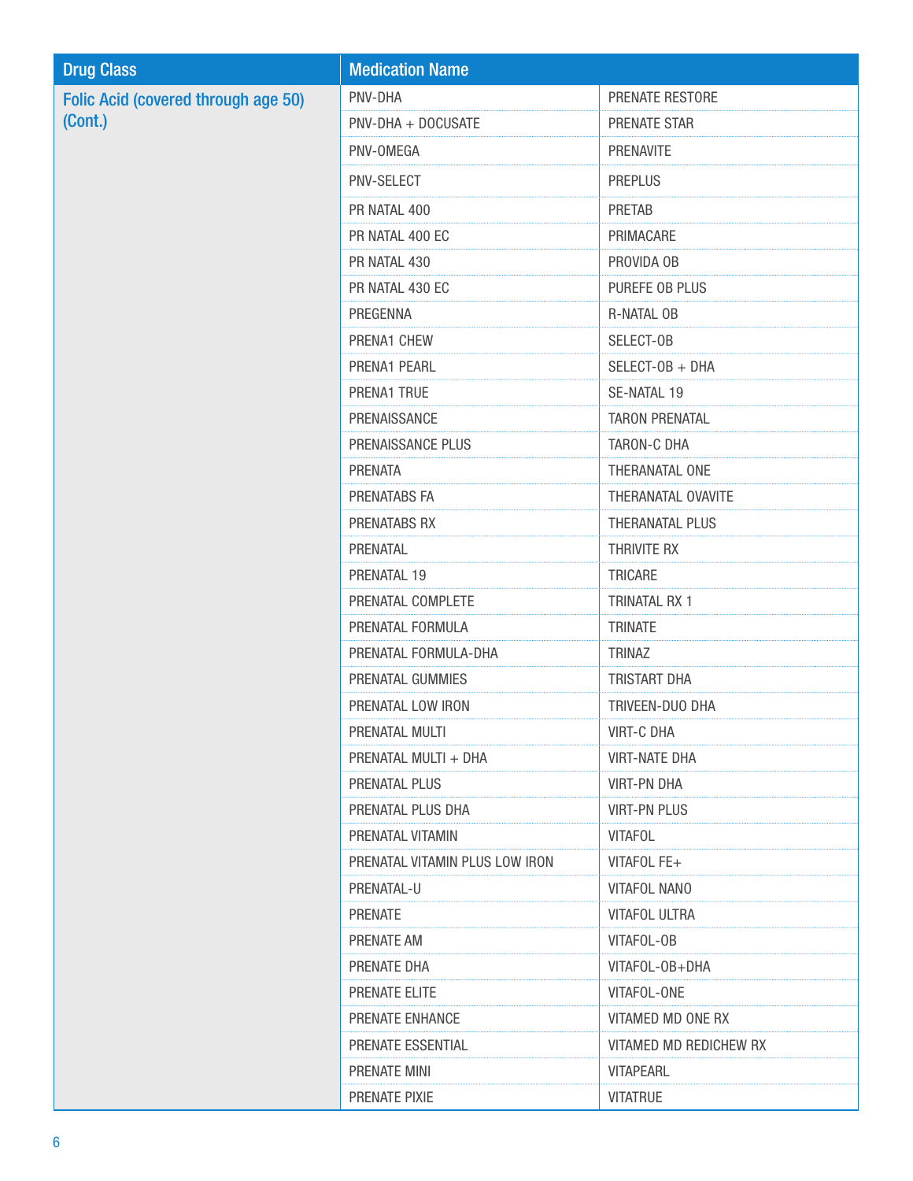| Drug Class | Medication Name | |
|---|---|---|
| Folic Acid (covered through age 50) (Cont.) | PNV-DHA | PRENATE RESTORE |
| | PNV-DHA + DOCUSATE | PRENATE STAR |
| | PNV-OMEGA | PRENAVITE |
| | PNV-SELECT | PREPLUS |
| | PR NATAL 400 | PRETAB |
| | PR NATAL 400 EC | PRIMACARE |
| | PR NATAL 430 | PROVIDA OB |
| | PR NATAL 430 EC | PUREFE OB PLUS |
| | PREGENNA | R-NATAL OB |
| | PRENA1 CHEW | SELECT-OB |
| | PRENA1 PEARL | SELECT-OB + DHA |
| | PRENA1 TRUE | SE-NATAL 19 |
| | PRENAISSANCE | TARON PRENATAL |
| | PRENAISSANCE PLUS | TARON-C DHA |
| | PRENATA | THERANATAL ONE |
| | PRENATABS FA | THERANATAL OVAVITE |
| | PRENATABS RX | THERANATAL PLUS |
| | PRENATAL | THRIVITE RX |
| | PRENATAL 19 | TRICARE |
| | PRENATAL COMPLETE | TRINATAL RX 1 |
| | PRENATAL FORMULA | TRINATE |
| | PRENATAL FORMULA-DHA | TRINAZ |
| | PRENATAL GUMMIES | TRISTART DHA |
| | PRENATAL LOW IRON | TRIVEEN-DUO DHA |
| | PRENATAL MULTI | VIRT-C DHA |
| | PRENATAL MULTI + DHA | VIRT-NATE DHA |
| | PRENATAL PLUS | VIRT-PN DHA |
| | PRENATAL PLUS DHA | VIRT-PN PLUS |
| | PRENATAL VITAMIN | VITAFOL |
| | PRENATAL VITAMIN PLUS LOW IRON | VITAFOL FE+ |
| | PRENATAL-U | VITAFOL NANO |
| | PRENATE | VITAFOL ULTRA |
| | PRENATE AM | VITAFOL-OB |
| | PRENATE DHA | VITAFOL-OB+DHA |
| | PRENATE ELITE | VITAFOL-ONE |
| | PRENATE ENHANCE | VITAMED MD ONE RX |
| | PRENATE ESSENTIAL | VITAMED MD REDICHEW RX |
| | PRENATE MINI | VITAPEARL |
| | PRENATE PIXIE | VITATRUE |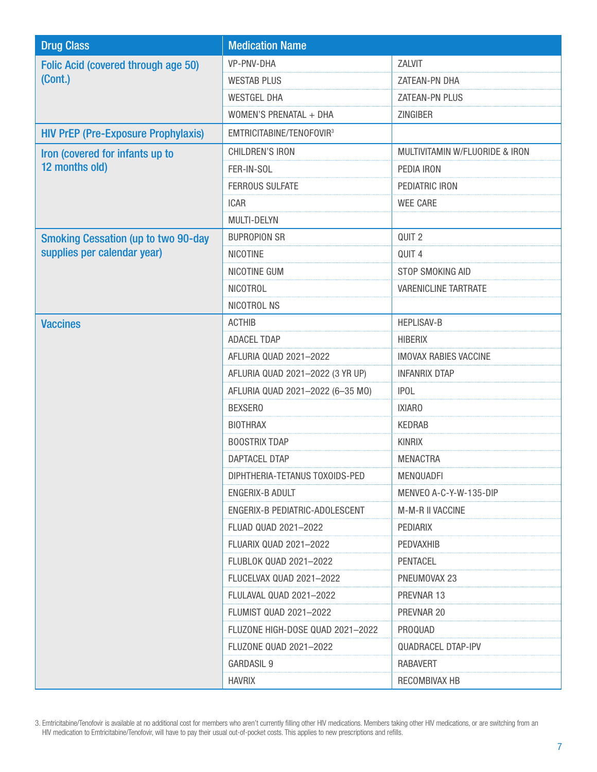| Drug Class | Medication Name | |
|---|---|---|
| Folic Acid (covered through age 50) (Cont.) | VP-PNV-DHA | ZALVIT |
| | WESTAB PLUS | ZATEAN-PN DHA |
| | WESTGEL DHA | ZATEAN-PN PLUS |
| | WOMEN'S PRENATAL + DHA | ZINGIBER |
| HIV PrEP (Pre-Exposure Prophylaxis) | EMTRICITABINE/TENOFOVIR[3] | |
| Iron (covered for infants up to 12 months old) | CHILDREN'S IRON | MULTIVITAMIN W/FLUORIDE & IRON |
| | FER-IN-SOL | PEDIA IRON |
| | FERROUS SULFATE | PEDIATRIC IRON |
| | ICAR | WEE CARE |
| | MULTI-DELYN | |
| Smoking Cessation (up to two 90-day supplies per calendar year) | BUPROPION SR | QUIT 2 |
| | NICOTINE | QUIT 4 |
| | NICOTINE GUM | STOP SMOKING AID |
| | NICOTROL | VARENICLINE TARTRATE |
| | NICOTROL NS | |
| Vaccines | ACTHIB | HEPLISAV-B |
| | ADACEL TDAP | HIBERIX |
| | AFLURIA QUAD 2021–2022 | IMOVAX RABIES VACCINE |
| | AFLURIA QUAD 2021–2022 (3 YR UP) | INFANRIX DTAP |
| | AFLURIA QUAD 2021–2022 (6–35 MO) | IPOL |
| | BEXSERO | IXIARO |
| | BIOTHRAX | KEDRAB |
| | BOOSTRIX TDAP | KINRIX |
| | DAPTACEL DTAP | MENACTRA |
| | DIPHTHERIA-TETANUS TOXOIDS-PED | MENQUADFI |
| | ENGERIX-B ADULT | MENVEO A-C-Y-W-135-DIP |
| | ENGERIX-B PEDIATRIC-ADOLESCENT | M-M-R II VACCINE |
| | FLUAD QUAD 2021–2022 | PEDIARIX |
| | FLUARIX QUAD 2021–2022 | PEDVAXHIB |
| | FLUBLOK QUAD 2021–2022 | PENTACEL |
| | FLUCELVAX QUAD 2021–2022 | PNEUMOVAX 23 |
| | FLULAVAL QUAD 2021–2022 | PREVNAR 13 |
| | FLUMIST QUAD 2021–2022 | PREVNAR 20 |
| | FLUZONE HIGH-DOSE QUAD 2021–2022 | PROQUAD |
| | FLUZONE QUAD 2021–2022 | QUADRACEL DTAP-IPV |
| | GARDASIL 9 | RABAVERT |
| | HAVRIX | RECOMBIVAX HB |

3. Emtricitabine/Tenofovir is available at no additional cost for members who aren't currently filling other HIV medications. Members taking other HIV medications, or are switching from an HIV medication to Emtricitabine/Tenofovir, will have to pay their usual out-of-pocket costs. This applies to new prescriptions and refills.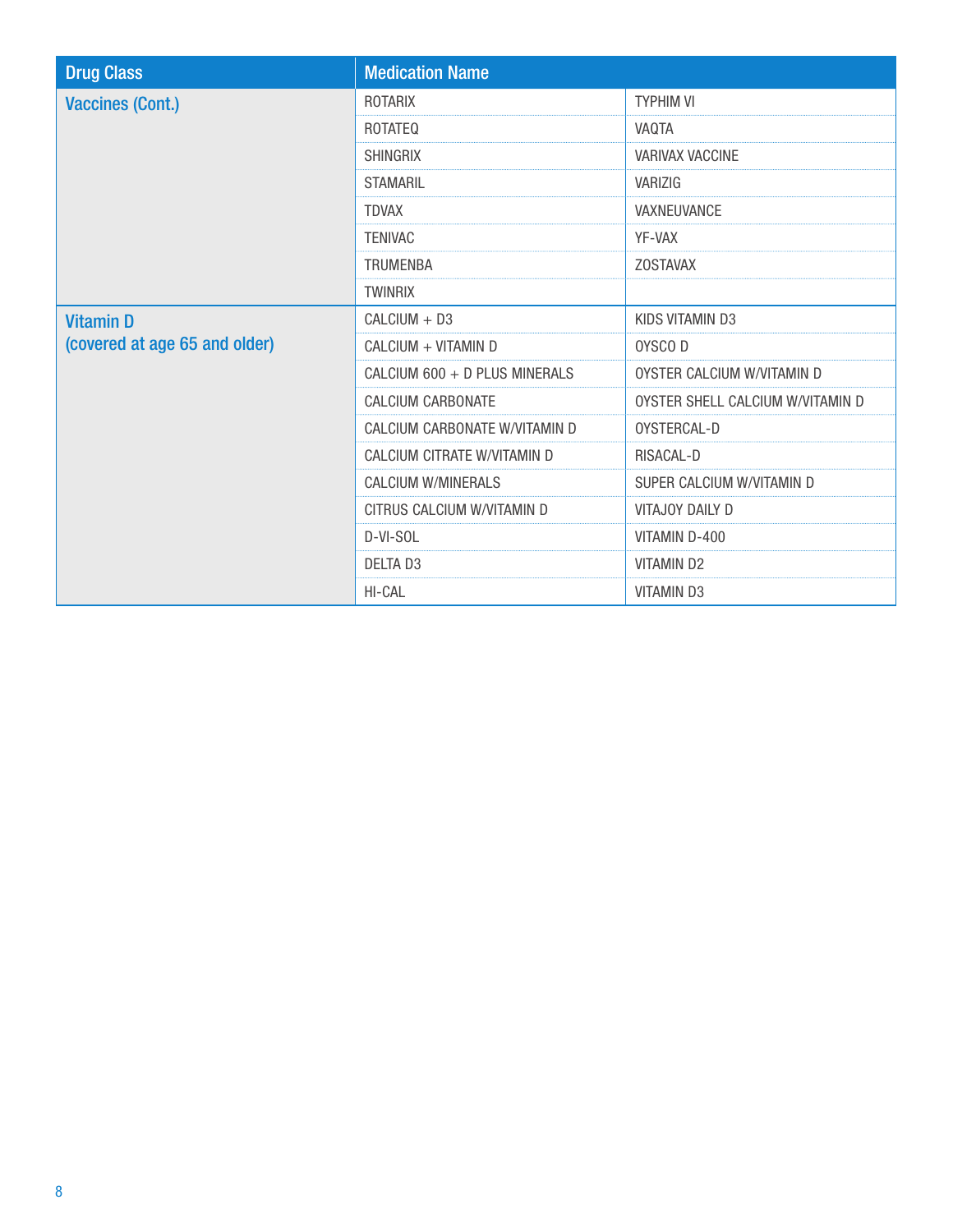| Drug Class | Medication Name | |
|---|---|---|
| Vaccines (Cont.) | ROTARIX | TYPHIM VI |
| | ROTATEQ | VAQTA |
| | SHINGRIX | VARIVAX VACCINE |
| | STAMARIL | VARIZIG |
| | TDVAX | VAXNEUVANCE |
| | TENIVAC | YF-VAX |
| | TRUMENBA | ZOSTAVAX |
| | TWINRIX | |
| Vitamin D (covered at age 65 and older) | CALCIUM + D3 | KIDS VITAMIN D3 |
| | CALCIUM + VITAMIN D | OYSCO D |
| | CALCIUM 600 + D PLUS MINERALS | OYSTER CALCIUM W/VITAMIN D |
| | CALCIUM CARBONATE | OYSTER SHELL CALCIUM W/VITAMIN D |
| | CALCIUM CARBONATE W/VITAMIN D | OYSTERCAL-D |
| | CALCIUM CITRATE W/VITAMIN D | RISACAL-D |
| | CALCIUM W/MINERALS | SUPER CALCIUM W/VITAMIN D |
| | CITRUS CALCIUM W/VITAMIN D | VITAJOY DAILY D |
| | D-VI-SOL | VITAMIN D-400 |
| | DELTA D3 | VITAMIN D2 |
| | HI-CAL | VITAMIN D3 |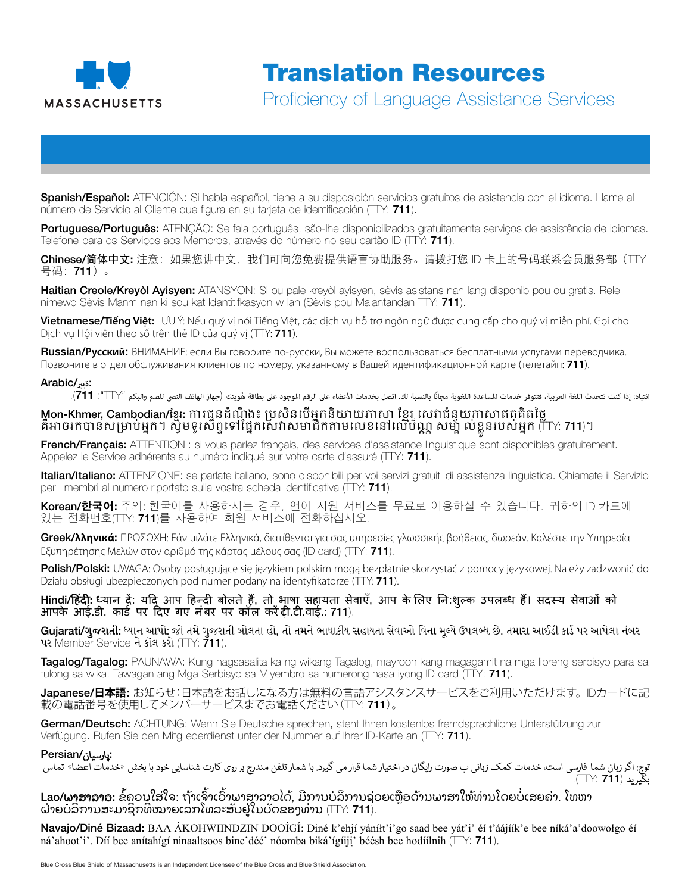MASSACHUSETTS

# Translation Resources

## Proficiency of Language Assistance Services

**Spanish/Español:** ATENCIÓN: Si habla español, tiene a su disposición servicios gratuitos de asistencia con el idioma. Llame al número de Servicio al Cliente que figura en su tarjeta de identificación (TTY: **711**).

**Portuguese/Português:** ATENÇÃO: Se fala português, são-lhe disponibilizados gratuitamente serviços de assistência de idiomas. Telefone para os Serviços aos Membros, através do número no seu cartão ID (TTY: **711**).

**Chinese/简体中文:** 注意：如果您讲中文，我们可向您免费提供语言协助服务。请拨打您 ID 卡上的号码联系会员服务部（TTY 号码：**711**）。

**Haitian Creole/Kreyòl Ayisyen:** ATANSYON: Si ou pale kreyòl ayisyen, sèvis asistans nan lang disponib pou ou gratis. Rele nimewo Sèvis Manm nan ki sou kat Idantitifkasyon w lan (Sèvis pou Malantandan TTY: **711**).

**Vietnamese/Tiếng Việt:** LƯU Ý: Nếu quý vị nói Tiếng Việt, các dịch vụ hỗ trợ ngôn ngữ được cung cấp cho quý vị miễn phí. Gọi cho Dịch vụ Hội viên theo số trên thẻ ID của quý vị (TTY: **711**).

**Russian/Русский:** ВНИМАНИЕ: если Вы говорите по-русски, Вы можете воспользоваться бесплатными услугами переводчика. Позвоните в отдел обслуживания клиентов по номеру, указанному в Вашей идентификационной карте (телетайп: **711**).

**Arabic/عربي:**
انتباه: إذا كنت تتحدث اللغة العربية، فتتوفر خدمات المساعدة اللغوية مجانًا بالنسبة لك. اتصل بخدمات الأعضاء على الرقم الموجود على بطاقة هُويتك (جهاز الهاتف النصي للصم والبكم "TTY": **711**).

**Mon-Khmer, Cambodian/ខ្មែរ:** ការជូនដំណឹង៖ ប្រសិនបើអ្នកនិយាយភាសា ខ្មែរ សេវាជំនួយភាសាឥតគិតថ្លៃ គឺអាចរកបានសម្រាប់អ្នក។ សូមទូរស័ព្ទទៅផ្នែកសេវាសមាជិកតាមលេខនៅលើប័ណ្ណ សម្គាល់ខ្លួនរបស់អ្នក (TTY: **711**)។

**French/Français:** ATTENTION : si vous parlez français, des services d'assistance linguistique sont disponibles gratuitement. Appelez le Service adhérents au numéro indiqué sur votre carte d'assuré (TTY: **711**).

**Italian/Italiano:** ATTENZIONE: se parlate italiano, sono disponibili per voi servizi gratuiti di assistenza linguistica. Chiamate il Servizio per i membri al numero riportato sulla vostra scheda identificativa (TTY: **711**).

**Korean/한국어:** 주의: 한국어를 사용하시는 경우, 언어 지원 서비스를 무료로 이용하실 수 있습니다. 귀하의 ID 카드에 있는 전화번호(TTY: **711**)를 사용하여 회원 서비스에 전화하십시오.

**Greek/λληνικά:** ΠΡΟΣΟΧΗ: Εάν μιλάτε Ελληνικά, διατίθενται για σας υπηρεσίες γλωσσικής βοήθειας, δωρεάν. Καλέστε την Υπηρεσία Εξυπηρέτησης Μελών στον αριθμό της κάρτας μέλους σας (ID card) (TTY: **711**).

**Polish/Polski:** UWAGA: Osoby posługujące się językiem polskim mogą bezpłatnie skorzystać z pomocy językowej. Należy zadzwonić do Działu obsługi ubezpieczonych pod numer podany na identyfikatorze (TTY: **711**).

**Hindi/हिंदी:** ध्यान दें: यदि आप हिन्दी बोलते हैं, तो भाषा सहायता सेवाएँ, आप के लिए नि:शुल्क उपलब्ध हैं। सदस्य सेवाओं को आपके आई.डी. कार्ड पर दिए गए नंबर पर कॉल करें टी.टी.वाई.: **711**).

**Gujarati/ગુજરાતી:** ધ્યાન આપો: જો તમે ગુજરાતી બોલતા હો, તો તમને ભાષાકીય સહાયતા સેવાઓ વિના મૂલ્યે ઉપલબ્ધ છે. તમારા આઈડી કાર્ડ પર આપેલા નંબર પર Member Service ને કૉલ કરો (TTY: **711**).

**Tagalog/Tagalog:** PAUNAWA: Kung nagsasalita ka ng wikang Tagalog, mayroon kang magagamit na mga libreng serbisyo para sa tulong sa wika. Tawagan ang Mga Serbisyo sa Miyembro sa numerong nasa iyong ID card (TTY: **711**).

**Japanese/日本語:** お知らせ：日本語をお話しになる方は無料の言語アシスタンスサービスをご利用いただけます。IDカードに記載の電話番号を使用してメンバーサービスまでお電話ください（TTY: **711**）。

**German/Deutsch:** ACHTUNG: Wenn Sie Deutsche sprechen, steht Ihnen kostenlos fremdsprachliche Unterstützung zur Verfügung. Rufen Sie den Mitgliederdienst unter der Nummer auf Ihrer ID-Karte an (TTY: **711**).

**Persian/پارسیان:**
توج: اگر زبان شما فارسی است، خدمات کمک زبانی ب صورت رایگان در اختیار شما قرار می گیرد. با شمار تلفن مندرج بر روی کارت شناسایی خود با بخش «خدمات اعضا» تماس بگیرید (TTY: **711**).

**Lao/ພາສາລາວ:** ຂໍ້ຄວນໃສ່ໃຈ: ຖ້າເຈົ້າເວົ້າພາສາລາວໄດ້, ມີການບໍລິການຊ່ວຍເຫຼືອດ້ານພາສາໃຫ້ທ່ານໂດຍບໍ່ເສຍຄ່າ. ໂທຫາ ຝ່າຍບໍລິການສະມາຊິກທີ່ໝາຍເລກໂທລະສັບຢູ່ໃນບັດຂອງທ່ານ (TTY: **711**).

**Navajo/Diné Bizaad:** BAA ÁKOHWIINDZIN DOOÍGÍ: Diné k'ehjí yáníłt'i'go saad bee yát'i' éí t'áájíík'e bee níká'a'doowołgo éí ná'ahoot'i'. Díí bee anítahígí ninaaltsoos bine'déé' nóomba biká'ígíiji' béésh bee hodíílnih (TTY: **711**).

Blue Cross Blue Shield of Massachusetts is an Independent Licensee of the Blue Cross and Blue Shield Association.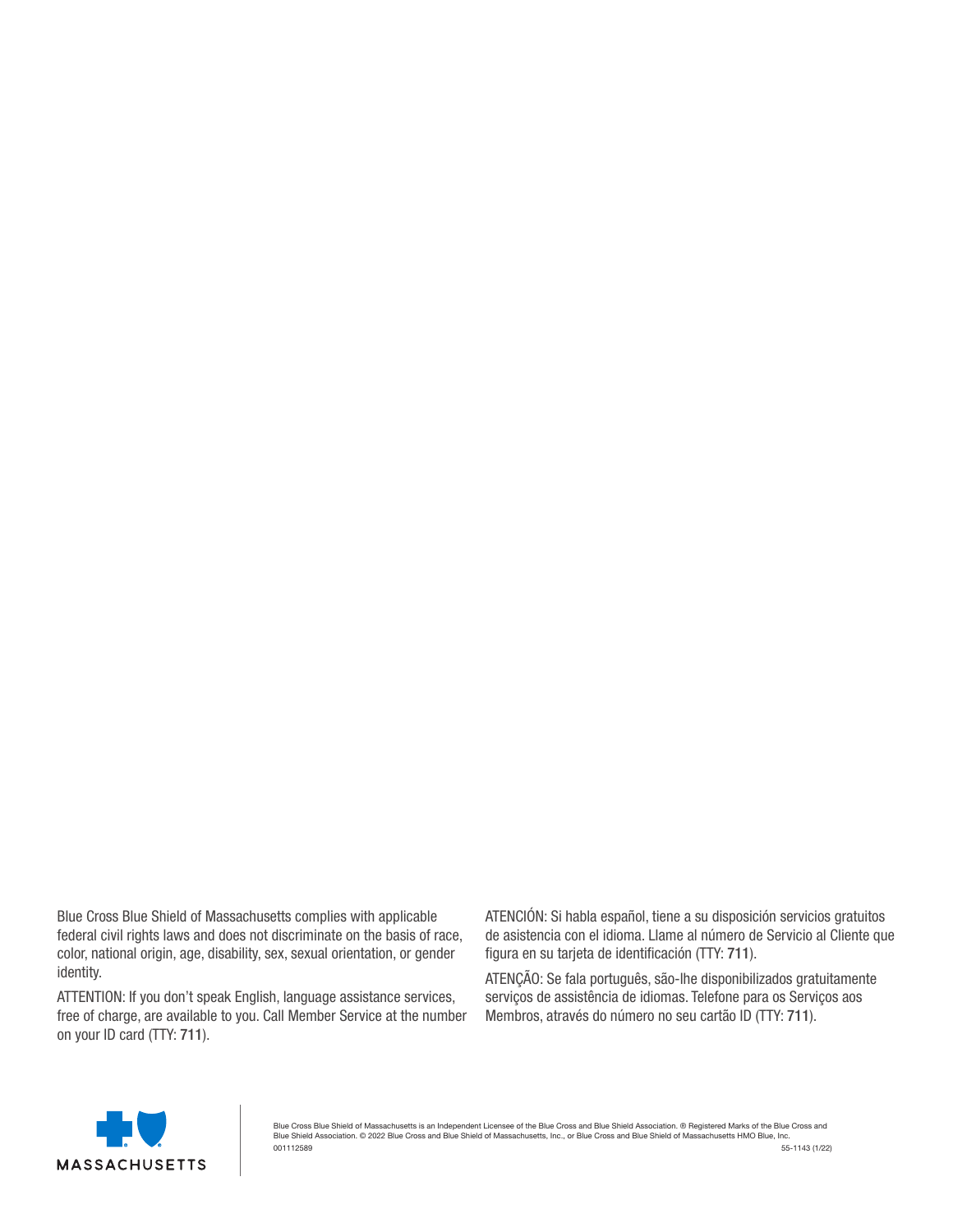Blue Cross Blue Shield of Massachusetts complies with applicable federal civil rights laws and does not discriminate on the basis of race, color, national origin, age, disability, sex, sexual orientation, or gender identity.

ATTENTION: If you don't speak English, language assistance services, free of charge, are available to you. Call Member Service at the number on your ID card (TTY: **711**).

ATENCIÓN: Si habla español, tiene a su disposición servicios gratuitos de asistencia con el idioma. Llame al número de Servicio al Cliente que figura en su tarjeta de identificación (TTY: **711**).

ATENÇÃO: Se fala português, são-lhe disponibilizados gratuitamente serviços de assistência de idiomas. Telefone para os Serviços aos Membros, através do número no seu cartão ID (TTY: **711**).

MASSACHUSETTS

Blue Cross Blue Shield of Massachusetts is an Independent Licensee of the Blue Cross and Blue Shield Association. ® Registered Marks of the Blue Cross and Blue Shield Association. © 2022 Blue Cross and Blue Shield of Massachusetts, Inc., or Blue Cross and Blue Shield of Massachusetts HMO Blue, Inc.

001112589

55-1143 (1/22)